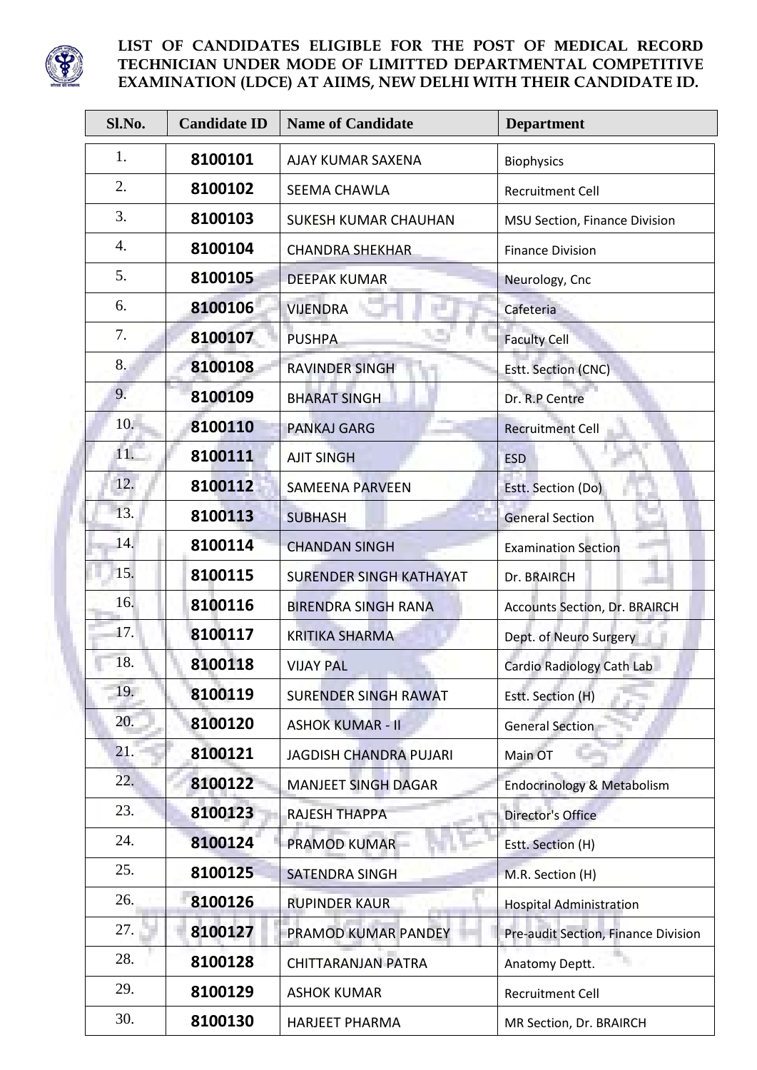# LIST OF CANDIDATES ELIGIBLE FOR THE POST OF MEDICAL RECORD TECHNICIAN UNDER MODE OF LIMITTED DEPARTMENTAL COMPETITIVE EXAMINATION (LDCE) AT AIIMS, NEW DELHI WITH THEIR CANDIDATE ID.

| Sl.No. | Candidate ID | Name of Candidate | Department |
|---|---|---|---|
| 1. | 8100101 | AJAY KUMAR SAXENA | Biophysics |
| 2. | 8100102 | SEEMA CHAWLA | Recruitment Cell |
| 3. | 8100103 | SUKESH KUMAR CHAUHAN | MSU Section, Finance Division |
| 4. | 8100104 | CHANDRA SHEKHAR | Finance Division |
| 5. | 8100105 | DEEPAK KUMAR | Neurology, Cnc |
| 6. | 8100106 | VIJENDRA | Cafeteria |
| 7. | 8100107 | PUSHPA | Faculty Cell |
| 8. | 8100108 | RAVINDER SINGH | Estt. Section (CNC) |
| 9. | 8100109 | BHARAT SINGH | Dr. R.P Centre |
| 10. | 8100110 | PANKAJ GARG | Recruitment Cell |
| 11. | 8100111 | AJIT SINGH | ESD |
| 12. | 8100112 | SAMEENA PARVEEN | Estt. Section (Do) |
| 13. | 8100113 | SUBHASH | General Section |
| 14. | 8100114 | CHANDAN SINGH | Examination Section |
| 15. | 8100115 | SURENDER SINGH KATHAYAT | Dr. BRAIRCH |
| 16. | 8100116 | BIRENDRA SINGH RANA | Accounts Section, Dr. BRAIRCH |
| 17. | 8100117 | KRITIKA SHARMA | Dept. of Neuro Surgery |
| 18. | 8100118 | VIJAY PAL | Cardio Radiology Cath Lab |
| 19. | 8100119 | SURENDER SINGH RAWAT | Estt. Section (H) |
| 20. | 8100120 | ASHOK KUMAR - II | General Section |
| 21. | 8100121 | JAGDISH CHANDRA PUJARI | Main OT |
| 22. | 8100122 | MANJEET SINGH DAGAR | Endocrinology & Metabolism |
| 23. | 8100123 | RAJESH THAPPA | Director's Office |
| 24. | 8100124 | PRAMOD KUMAR | Estt. Section (H) |
| 25. | 8100125 | SATENDRA SINGH | M.R. Section (H) |
| 26. | 8100126 | RUPINDER KAUR | Hospital Administration |
| 27. | 8100127 | PRAMOD KUMAR PANDEY | Pre-audit Section, Finance Division |
| 28. | 8100128 | CHITTARANJAN PATRA | Anatomy Deptt. |
| 29. | 8100129 | ASHOK KUMAR | Recruitment Cell |
| 30. | 8100130 | HARJEET PHARMA | MR Section, Dr. BRAIRCH |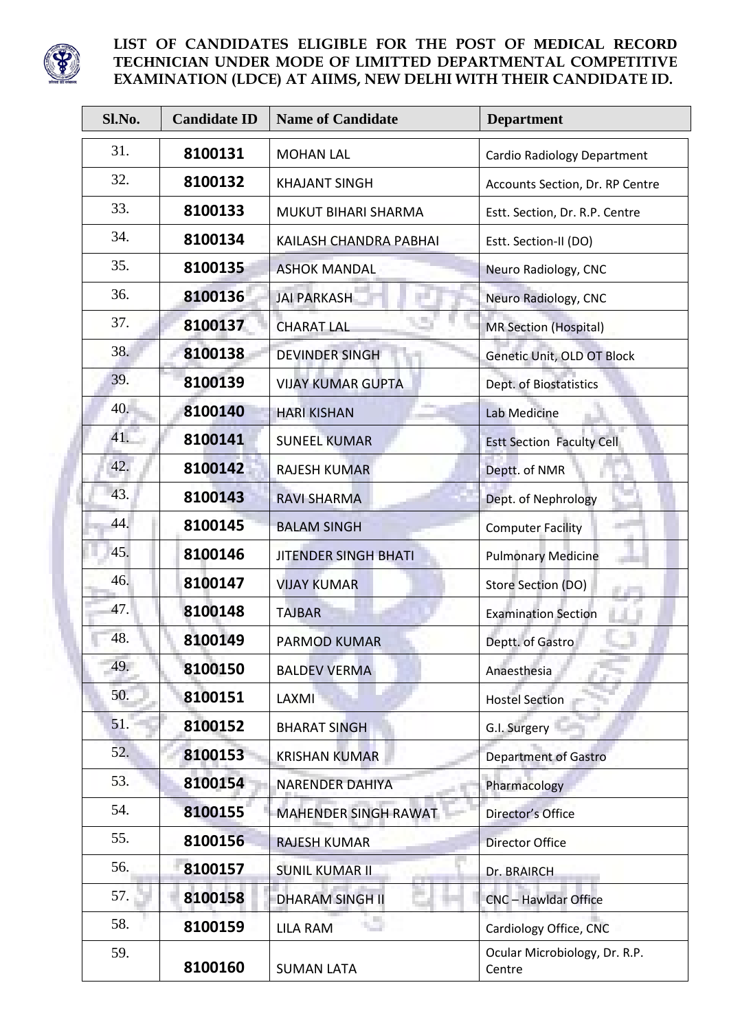**LIST OF CANDIDATES ELIGIBLE FOR THE POST OF MEDICAL RECORD TECHNICIAN UNDER MODE OF LIMITTED DEPARTMENTAL COMPETITIVE EXAMINATION (LDCE) AT AIIMS, NEW DELHI WITH THEIR CANDIDATE ID.**

| Sl.No. | Candidate ID | Name of Candidate | Department |
|---|---|---|---|
| 31. | 8100131 | MOHAN LAL | Cardio Radiology Department |
| 32. | 8100132 | KHAJANT SINGH | Accounts Section, Dr. RP Centre |
| 33. | 8100133 | MUKUT BIHARI SHARMA | Estt. Section, Dr. R.P. Centre |
| 34. | 8100134 | KAILASH CHANDRA PABHAI | Estt. Section-II (DO) |
| 35. | 8100135 | ASHOK MANDAL | Neuro Radiology, CNC |
| 36. | 8100136 | JAI PARKASH | Neuro Radiology, CNC |
| 37. | 8100137 | CHARAT LAL | MR Section (Hospital) |
| 38. | 8100138 | DEVINDER SINGH | Genetic Unit, OLD OT Block |
| 39. | 8100139 | VIJAY KUMAR GUPTA | Dept. of Biostatistics |
| 40. | 8100140 | HARI KISHAN | Lab Medicine |
| 41. | 8100141 | SUNEEL KUMAR | Estt Section Faculty Cell |
| 42. | 8100142 | RAJESH KUMAR | Deptt. of NMR |
| 43. | 8100143 | RAVI SHARMA | Dept. of Nephrology |
| 44. | 8100145 | BALAM SINGH | Computer Facility |
| 45. | 8100146 | JITENDER SINGH BHATI | Pulmonary Medicine |
| 46. | 8100147 | VIJAY KUMAR | Store Section (DO) |
| 47. | 8100148 | TAJBAR | Examination Section |
| 48. | 8100149 | PARMOD KUMAR | Deptt. of Gastro |
| 49. | 8100150 | BALDEV VERMA | Anaesthesia |
| 50. | 8100151 | LAXMI | Hostel Section |
| 51. | 8100152 | BHARAT SINGH | G.I. Surgery |
| 52. | 8100153 | KRISHAN KUMAR | Department of Gastro |
| 53. | 8100154 | NARENDER DAHIYA | Pharmacology |
| 54. | 8100155 | MAHENDER SINGH RAWAT | Director's Office |
| 55. | 8100156 | RAJESH KUMAR | Director Office |
| 56. | 8100157 | SUNIL KUMAR II | Dr. BRAIRCH |
| 57. | 8100158 | DHARAM SINGH II | CNC – Hawldar Office |
| 58. | 8100159 | LILA RAM | Cardiology Office, CNC |
| 59. | 8100160 | SUMAN LATA | Ocular Microbiology, Dr. R.P. Centre |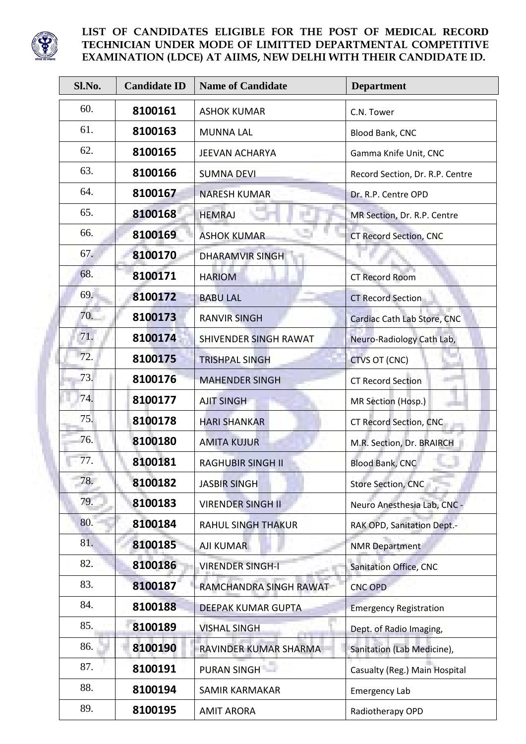**LIST OF CANDIDATES ELIGIBLE FOR THE POST OF MEDICAL RECORD TECHNICIAN UNDER MODE OF LIMITTED DEPARTMENTAL COMPETITIVE EXAMINATION (LDCE) AT AIIMS, NEW DELHI WITH THEIR CANDIDATE ID.**

| Sl.No. | Candidate ID | Name of Candidate | Department |
|---|---|---|---|
| 60. | **8100161** | ASHOK KUMAR | C.N. Tower |
| 61. | **8100163** | MUNNA LAL | Blood Bank, CNC |
| 62. | **8100165** | JEEVAN ACHARYA | Gamma Knife Unit, CNC |
| 63. | **8100166** | SUMNA DEVI | Record Section, Dr. R.P. Centre |
| 64. | **8100167** | NARESH KUMAR | Dr. R.P. Centre OPD |
| 65. | **8100168** | HEMRAJ | MR Section, Dr. R.P. Centre |
| 66. | **8100169** | ASHOK KUMAR | CT Record Section, CNC |
| 67. | **8100170** | DHARAMVIR SINGH | |
| 68. | **8100171** | HARIOM | CT Record Room |
| 69. | **8100172** | BABU LAL | CT Record Section |
| 70. | **8100173** | RANVIR SINGH | Cardiac Cath Lab Store, CNC |
| 71. | **8100174** | SHIVENDER SINGH RAWAT | Neuro-Radiology Cath Lab, |
| 72. | **8100175** | TRISHPAL SINGH | CTVS OT (CNC) |
| 73. | **8100176** | MAHENDER SINGH | CT Record Section |
| 74. | **8100177** | AJIT SINGH | MR Section (Hosp.) |
| 75. | **8100178** | HARI SHANKAR | CT Record Section, CNC |
| 76. | **8100180** | AMITA KUJUR | M.R. Section, Dr. BRAIRCH |
| 77. | **8100181** | RAGHUBIR SINGH II | Blood Bank, CNC |
| 78. | **8100182** | JASBIR SINGH | Store Section, CNC |
| 79. | **8100183** | VIRENDER SINGH II | Neuro Anesthesia Lab, CNC - |
| 80. | **8100184** | RAHUL SINGH THAKUR | RAK OPD, Sanitation Dept.- |
| 81. | **8100185** | AJI KUMAR | NMR Department |
| 82. | **8100186** | VIRENDER SINGH-I | Sanitation Office, CNC |
| 83. | **8100187** | RAMCHANDRA SINGH RAWAT | CNC OPD |
| 84. | **8100188** | DEEPAK KUMAR GUPTA | Emergency Registration |
| 85. | **8100189** | VISHAL SINGH | Dept. of Radio Imaging, |
| 86. | **8100190** | RAVINDER KUMAR SHARMA | Sanitation (Lab Medicine), |
| 87. | **8100191** | PURAN SINGH | Casualty (Reg.) Main Hospital |
| 88. | **8100194** | SAMIR KARMAKAR | Emergency Lab |
| 89. | **8100195** | AMIT ARORA | Radiotherapy OPD |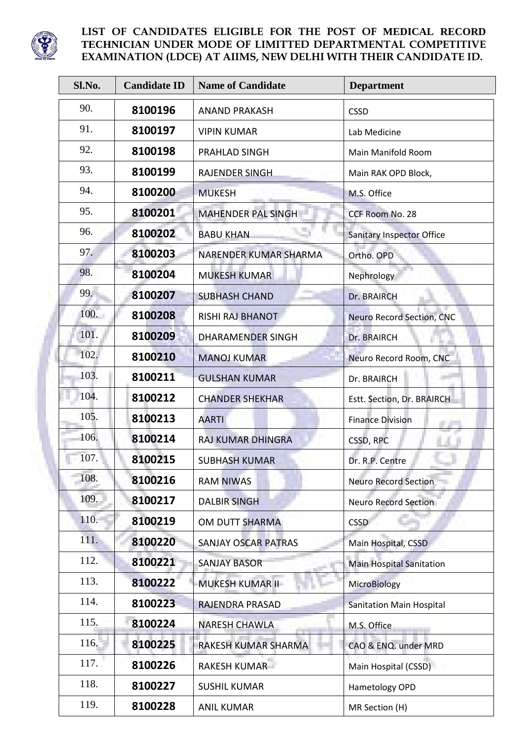**LIST OF CANDIDATES ELIGIBLE FOR THE POST OF MEDICAL RECORD TECHNICIAN UNDER MODE OF LIMITTED DEPARTMENTAL COMPETITIVE EXAMINATION (LDCE) AT AIIMS, NEW DELHI WITH THEIR CANDIDATE ID.**

| Sl.No. | Candidate ID | Name of Candidate | Department |
|---|---|---|---|
| 90. | **8100196** | ANAND PRAKASH | CSSD |
| 91. | **8100197** | VIPIN KUMAR | Lab Medicine |
| 92. | **8100198** | PRAHLAD SINGH | Main Manifold Room |
| 93. | **8100199** | RAJENDER SINGH | Main RAK OPD Block, |
| 94. | **8100200** | MUKESH | M.S. Office |
| 95. | **8100201** | MAHENDER PAL SINGH | CCF Room No. 28 |
| 96. | **8100202** | BABU KHAN | Sanitary Inspector Office |
| 97. | **8100203** | NARENDER KUMAR SHARMA | Ortho. OPD |
| 98. | **8100204** | MUKESH KUMAR | Nephrology |
| 99. | **8100207** | SUBHASH CHAND | Dr. BRAIRCH |
| 100. | **8100208** | RISHI RAJ BHANOT | Neuro Record Section, CNC |
| 101. | **8100209** | DHARAMENDER SINGH | Dr. BRAIRCH |
| 102. | **8100210** | MANOJ KUMAR | Neuro Record Room, CNC |
| 103. | **8100211** | GULSHAN KUMAR | Dr. BRAIRCH |
| 104. | **8100212** | CHANDER SHEKHAR | Estt. Section, Dr. BRAIRCH |
| 105. | **8100213** | AARTI | Finance Division |
| 106. | **8100214** | RAJ KUMAR DHINGRA | CSSD, RPC |
| 107. | **8100215** | SUBHASH KUMAR | Dr. R.P. Centre |
| 108. | **8100216** | RAM NIWAS | Neuro Record Section |
| 109. | **8100217** | DALBIR SINGH | Neuro Record Section |
| 110. | **8100219** | OM DUTT SHARMA | CSSD |
| 111. | **8100220** | SANJAY OSCAR PATRAS | Main Hospital, CSSD |
| 112. | **8100221** | SANJAY BASOR | Main Hospital Sanitation |
| 113. | **8100222** | MUKESH KUMAR II | MicroBiology |
| 114. | **8100223** | RAJENDRA PRASAD | Sanitation Main Hospital |
| 115. | **8100224** | NARESH CHAWLA | M.S. Office |
| 116. | **8100225** | RAKESH KUMAR SHARMA | CAO & ENQ. under MRD |
| 117. | **8100226** | RAKESH KUMAR | Main Hospital (CSSD) |
| 118. | **8100227** | SUSHIL KUMAR | Hametology OPD |
| 119. | **8100228** | ANIL KUMAR | MR Section (H) |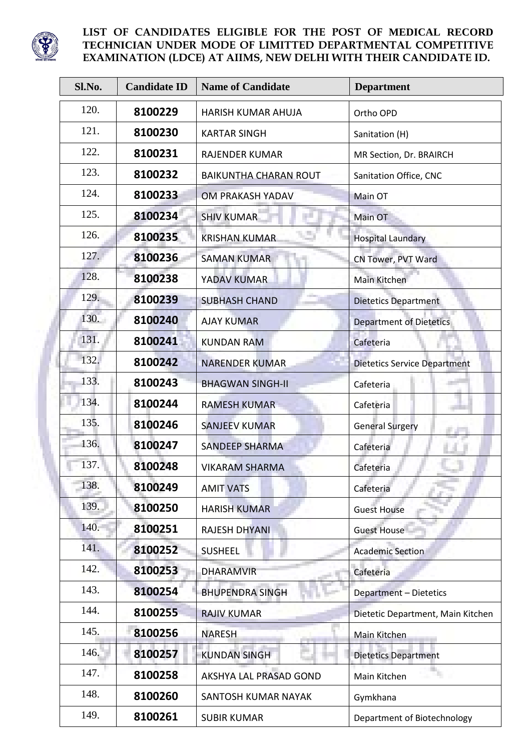**LIST OF CANDIDATES ELIGIBLE FOR THE POST OF MEDICAL RECORD TECHNICIAN UNDER MODE OF LIMITTED DEPARTMENTAL COMPETITIVE EXAMINATION (LDCE) AT AIIMS, NEW DELHI WITH THEIR CANDIDATE ID.**

| Sl.No. | Candidate ID | Name of Candidate | Department |
|---|---|---|---|
| 120. | **8100229** | HARISH KUMAR AHUJA | Ortho OPD |
| 121. | **8100230** | KARTAR SINGH | Sanitation (H) |
| 122. | **8100231** | RAJENDER KUMAR | MR Section, Dr. BRAIRCH |
| 123. | **8100232** | BAIKUNTHA CHARAN ROUT | Sanitation Office, CNC |
| 124. | **8100233** | OM PRAKASH YADAV | Main OT |
| 125. | **8100234** | SHIV KUMAR | Main OT |
| 126. | **8100235** | KRISHAN KUMAR | Hospital Laundary |
| 127. | **8100236** | SAMAN KUMAR | CN Tower, PVT Ward |
| 128. | **8100238** | YADAV KUMAR | Main Kitchen |
| 129. | **8100239** | SUBHASH CHAND | Dietetics Department |
| 130. | **8100240** | AJAY KUMAR | Department of Dietetics |
| 131. | **8100241** | KUNDAN RAM | Cafeteria |
| 132. | **8100242** | NARENDER KUMAR | Dietetics Service Department |
| 133. | **8100243** | BHAGWAN SINGH-II | Cafeteria |
| 134. | **8100244** | RAMESH KUMAR | Cafeteria |
| 135. | **8100246** | SANJEEV KUMAR | General Surgery |
| 136. | **8100247** | SANDEEP SHARMA | Cafeteria |
| 137. | **8100248** | VIKARAM SHARMA | Cafeteria |
| 138. | **8100249** | AMIT VATS | Cafeteria |
| 139. | **8100250** | HARISH KUMAR | Guest House |
| 140. | **8100251** | RAJESH DHYANI | Guest House |
| 141. | **8100252** | SUSHEEL | Academic Section |
| 142. | **8100253** | DHARAMVIR | Cafeteria |
| 143. | **8100254** | BHUPENDRA SINGH | Department – Dietetics |
| 144. | **8100255** | RAJIV KUMAR | Dietetic Department, Main Kitchen |
| 145. | **8100256** | NARESH | Main Kitchen |
| 146. | **8100257** | KUNDAN SINGH | Dietetics Department |
| 147. | **8100258** | AKSHYA LAL PRASAD GOND | Main Kitchen |
| 148. | **8100260** | SANTOSH KUMAR NAYAK | Gymkhana |
| 149. | **8100261** | SUBIR KUMAR | Department of Biotechnology |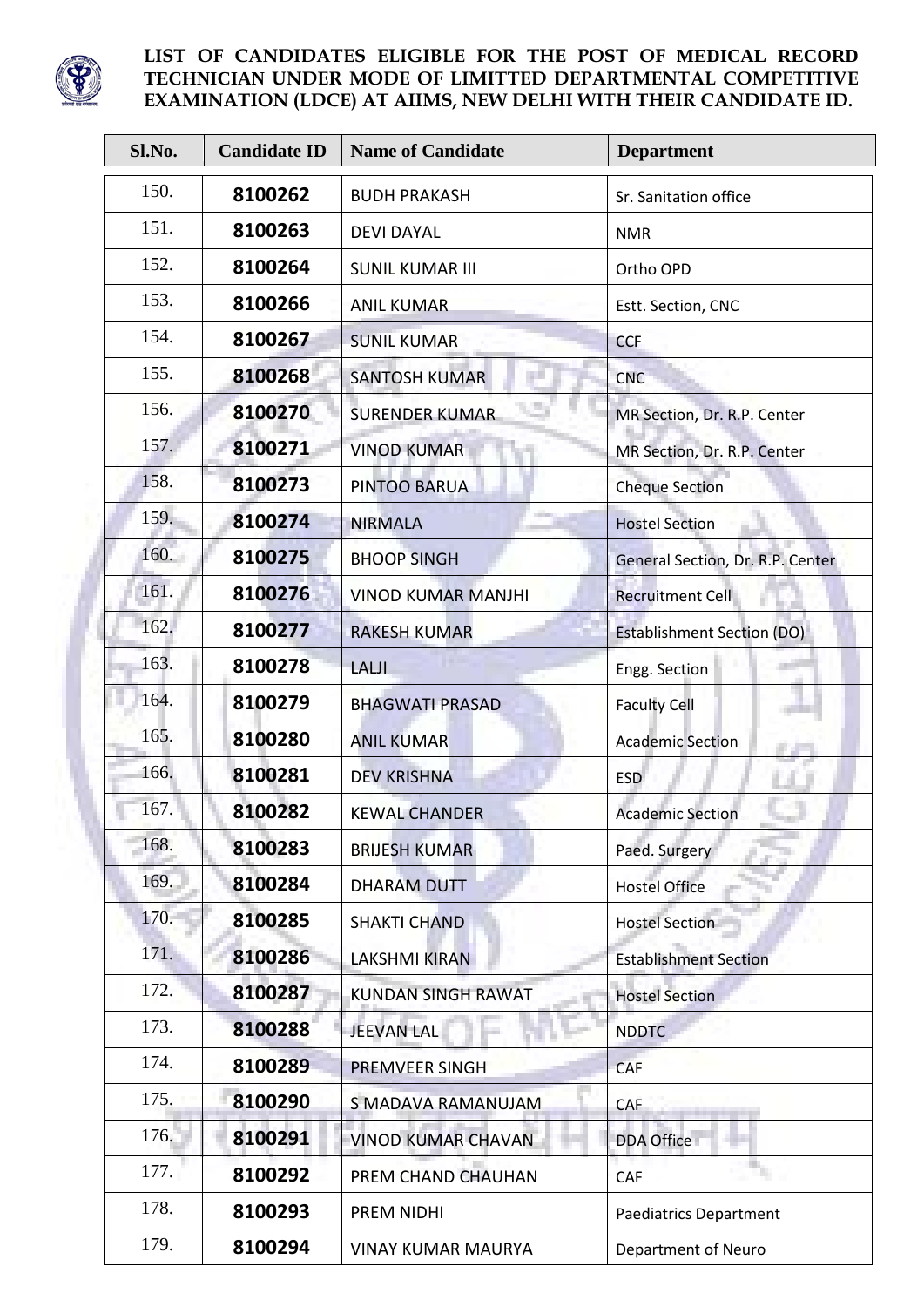**LIST OF CANDIDATES ELIGIBLE FOR THE POST OF MEDICAL RECORD TECHNICIAN UNDER MODE OF LIMITTED DEPARTMENTAL COMPETITIVE EXAMINATION (LDCE) AT AIIMS, NEW DELHI WITH THEIR CANDIDATE ID.**

| Sl.No. | Candidate ID | Name of Candidate | Department |
|---|---|---|---|
| 150. | 8100262 | BUDH PRAKASH | Sr. Sanitation office |
| 151. | 8100263 | DEVI DAYAL | NMR |
| 152. | 8100264 | SUNIL KUMAR III | Ortho OPD |
| 153. | 8100266 | ANIL KUMAR | Estt. Section, CNC |
| 154. | 8100267 | SUNIL KUMAR | CCF |
| 155. | 8100268 | SANTOSH KUMAR | CNC |
| 156. | 8100270 | SURENDER KUMAR | MR Section, Dr. R.P. Center |
| 157. | 8100271 | VINOD KUMAR | MR Section, Dr. R.P. Center |
| 158. | 8100273 | PINTOO BARUA | Cheque Section |
| 159. | 8100274 | NIRMALA | Hostel Section |
| 160. | 8100275 | BHOOP SINGH | General Section, Dr. R.P. Center |
| 161. | 8100276 | VINOD KUMAR MANJHI | Recruitment Cell |
| 162. | 8100277 | RAKESH KUMAR | Establishment Section (DO) |
| 163. | 8100278 | LALJI | Engg. Section |
| 164. | 8100279 | BHAGWATI PRASAD | Faculty Cell |
| 165. | 8100280 | ANIL KUMAR | Academic Section |
| 166. | 8100281 | DEV KRISHNA | ESD |
| 167. | 8100282 | KEWAL CHANDER | Academic Section |
| 168. | 8100283 | BRIJESH KUMAR | Paed. Surgery |
| 169. | 8100284 | DHARAM DUTT | Hostel Office |
| 170. | 8100285 | SHAKTI CHAND | Hostel Section |
| 171. | 8100286 | LAKSHMI KIRAN | Establishment Section |
| 172. | 8100287 | KUNDAN SINGH RAWAT | Hostel Section |
| 173. | 8100288 | JEEVAN LAL | NDDTC |
| 174. | 8100289 | PREMVEER SINGH | CAF |
| 175. | 8100290 | S MADAVA RAMANUJAM | CAF |
| 176. | 8100291 | VINOD KUMAR CHAVAN | DDA Office |
| 177. | 8100292 | PREM CHAND CHAUHAN | CAF |
| 178. | 8100293 | PREM NIDHI | Paediatrics Department |
| 179. | 8100294 | VINAY KUMAR MAURYA | Department of Neuro |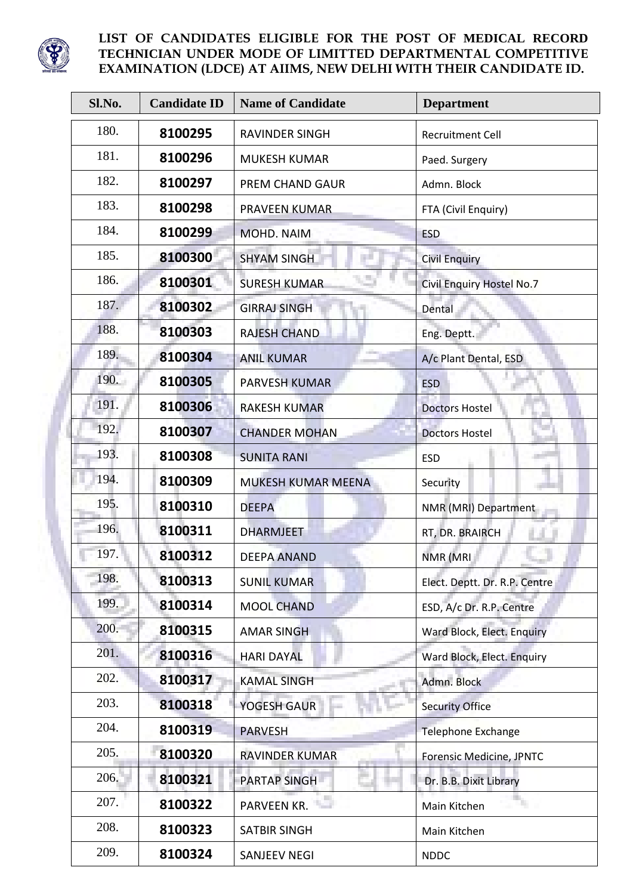**LIST OF CANDIDATES ELIGIBLE FOR THE POST OF MEDICAL RECORD TECHNICIAN UNDER MODE OF LIMITTED DEPARTMENTAL COMPETITIVE EXAMINATION (LDCE) AT AIIMS, NEW DELHI WITH THEIR CANDIDATE ID.**

| Sl.No. | Candidate ID | Name of Candidate | Department |
|---|---|---|---|
| 180. | **8100295** | RAVINDER SINGH | Recruitment Cell |
| 181. | **8100296** | MUKESH KUMAR | Paed. Surgery |
| 182. | **8100297** | PREM CHAND GAUR | Admn. Block |
| 183. | **8100298** | PRAVEEN KUMAR | FTA (Civil Enquiry) |
| 184. | **8100299** | MOHD. NAIM | ESD |
| 185. | **8100300** | SHYAM SINGH | Civil Enquiry |
| 186. | **8100301** | SURESH KUMAR | Civil Enquiry Hostel No.7 |
| 187. | **8100302** | GIRRAJ SINGH | Dental |
| 188. | **8100303** | RAJESH CHAND | Eng. Deptt. |
| 189. | **8100304** | ANIL KUMAR | A/c Plant Dental, ESD |
| 190. | **8100305** | PARVESH KUMAR | ESD |
| 191. | **8100306** | RAKESH KUMAR | Doctors Hostel |
| 192. | **8100307** | CHANDER MOHAN | Doctors Hostel |
| 193. | **8100308** | SUNITA RANI | ESD |
| 194. | **8100309** | MUKESH KUMAR MEENA | Security |
| 195. | **8100310** | DEEPA | NMR (MRI) Department |
| 196. | **8100311** | DHARMJEET | RT, DR. BRAIRCH |
| 197. | **8100312** | DEEPA ANAND | NMR (MRI |
| 198. | **8100313** | SUNIL KUMAR | Elect. Deptt. Dr. R.P. Centre |
| 199. | **8100314** | MOOL CHAND | ESD, A/c Dr. R.P. Centre |
| 200. | **8100315** | AMAR SINGH | Ward Block, Elect. Enquiry |
| 201. | **8100316** | HARI DAYAL | Ward Block, Elect. Enquiry |
| 202. | **8100317** | KAMAL SINGH | Admn. Block |
| 203. | **8100318** | YOGESH GAUR | Security Office |
| 204. | **8100319** | PARVESH | Telephone Exchange |
| 205. | **8100320** | RAVINDER KUMAR | Forensic Medicine, JPNTC |
| 206. | **8100321** | PARTAP SINGH | Dr. B.B. Dixit Library |
| 207. | **8100322** | PARVEEN KR. | Main Kitchen |
| 208. | **8100323** | SATBIR SINGH | Main Kitchen |
| 209. | **8100324** | SANJEEV NEGI | NDDC |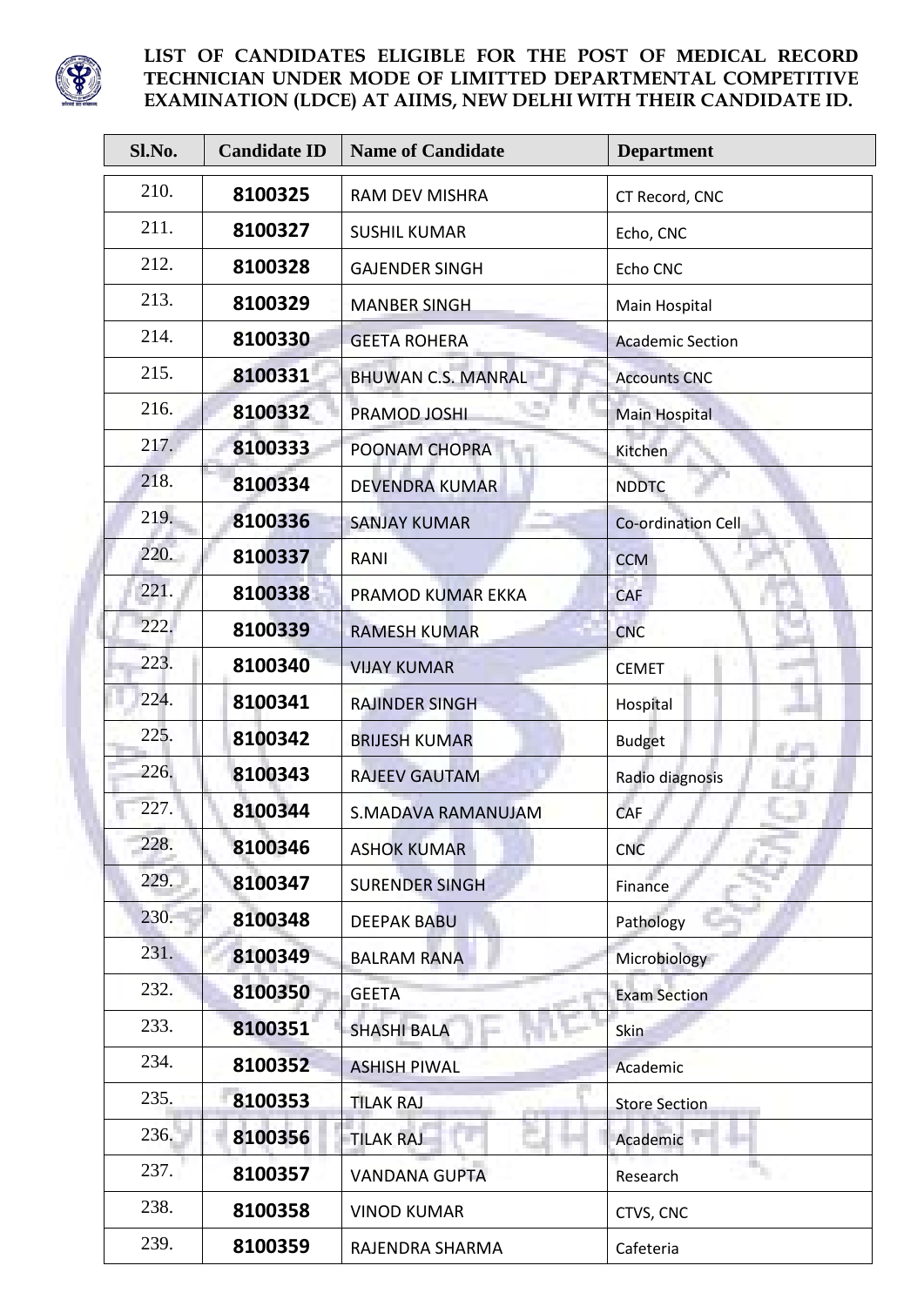**LIST OF CANDIDATES ELIGIBLE FOR THE POST OF MEDICAL RECORD TECHNICIAN UNDER MODE OF LIMITTED DEPARTMENTAL COMPETITIVE EXAMINATION (LDCE) AT AIIMS, NEW DELHI WITH THEIR CANDIDATE ID.**

| Sl.No. | Candidate ID | Name of Candidate | Department |
|---|---|---|---|
| 210. | **8100325** | RAM DEV MISHRA | CT Record, CNC |
| 211. | **8100327** | SUSHIL KUMAR | Echo, CNC |
| 212. | **8100328** | GAJENDER SINGH | Echo CNC |
| 213. | **8100329** | MANBER SINGH | Main Hospital |
| 214. | **8100330** | GEETA ROHERA | Academic Section |
| 215. | **8100331** | BHUWAN C.S. MANRAL | Accounts CNC |
| 216. | **8100332** | PRAMOD JOSHI | Main Hospital |
| 217. | **8100333** | POONAM CHOPRA | Kitchen |
| 218. | **8100334** | DEVENDRA KUMAR | NDDTC |
| 219. | **8100336** | SANJAY KUMAR | Co-ordination Cell |
| 220. | **8100337** | RANI | CCM |
| 221. | **8100338** | PRAMOD KUMAR EKKA | CAF |
| 222. | **8100339** | RAMESH KUMAR | CNC |
| 223. | **8100340** | VIJAY KUMAR | CEMET |
| 224. | **8100341** | RAJINDER SINGH | Hospital |
| 225. | **8100342** | BRIJESH KUMAR | Budget |
| 226. | **8100343** | RAJEEV GAUTAM | Radio diagnosis |
| 227. | **8100344** | S.MADAVA RAMANUJAM | CAF |
| 228. | **8100346** | ASHOK KUMAR | CNC |
| 229. | **8100347** | SURENDER SINGH | Finance |
| 230. | **8100348** | DEEPAK BABU | Pathology |
| 231. | **8100349** | BALRAM RANA | Microbiology |
| 232. | **8100350** | GEETA | Exam Section |
| 233. | **8100351** | SHASHI BALA | Skin |
| 234. | **8100352** | ASHISH PIWAL | Academic |
| 235. | **8100353** | TILAK RAJ | Store Section |
| 236. | **8100356** | TILAK RAJ | Academic |
| 237. | **8100357** | VANDANA GUPTA | Research |
| 238. | **8100358** | VINOD KUMAR | CTVS, CNC |
| 239. | **8100359** | RAJENDRA SHARMA | Cafeteria |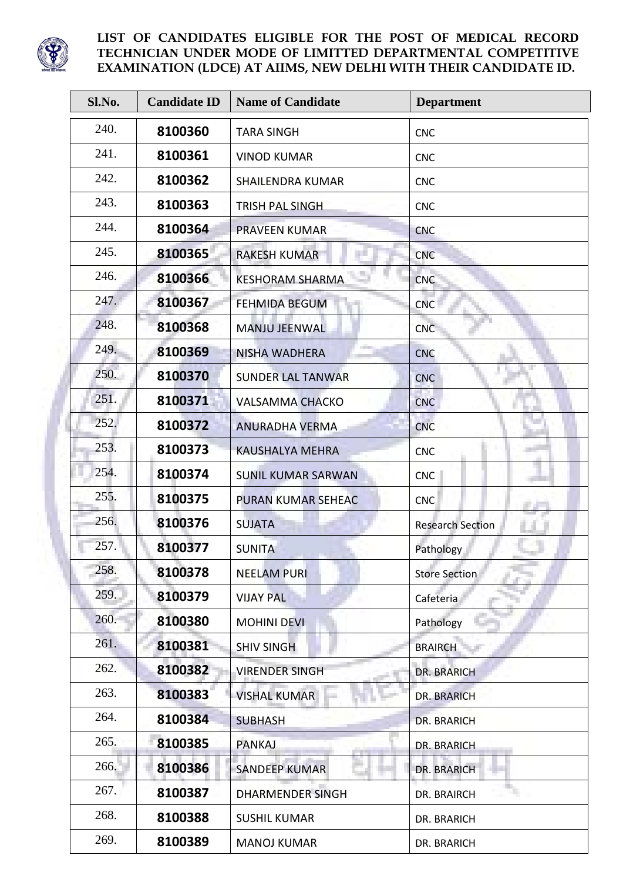**LIST OF CANDIDATES ELIGIBLE FOR THE POST OF MEDICAL RECORD TECHNICIAN UNDER MODE OF LIMITTED DEPARTMENTAL COMPETITIVE EXAMINATION (LDCE) AT AIIMS, NEW DELHI WITH THEIR CANDIDATE ID.**

| Sl.No. | Candidate ID | Name of Candidate | Department |
|---|---|---|---|
| 240. | **8100360** | TARA SINGH | CNC |
| 241. | **8100361** | VINOD KUMAR | CNC |
| 242. | **8100362** | SHAILENDRA KUMAR | CNC |
| 243. | **8100363** | TRISH PAL SINGH | CNC |
| 244. | **8100364** | PRAVEEN KUMAR | CNC |
| 245. | **8100365** | RAKESH KUMAR | CNC |
| 246. | **8100366** | KESHORAM SHARMA | CNC |
| 247. | **8100367** | FEHMIDA BEGUM | CNC |
| 248. | **8100368** | MANJU JEENWAL | CNC |
| 249. | **8100369** | NISHA WADHERA | CNC |
| 250. | **8100370** | SUNDER LAL TANWAR | CNC |
| 251. | **8100371** | VALSAMMA CHACKO | CNC |
| 252. | **8100372** | ANURADHA VERMA | CNC |
| 253. | **8100373** | KAUSHALYA MEHRA | CNC |
| 254. | **8100374** | SUNIL KUMAR SARWAN | CNC |
| 255. | **8100375** | PURAN KUMAR SEHEAC | CNC |
| 256. | **8100376** | SUJATA | Research Section |
| 257. | **8100377** | SUNITA | Pathology |
| 258. | **8100378** | NEELAM PURI | Store Section |
| 259. | **8100379** | VIJAY PAL | Cafeteria |
| 260. | **8100380** | MOHINI DEVI | Pathology |
| 261. | **8100381** | SHIV SINGH | BRAIRCH |
| 262. | **8100382** | VIRENDER SINGH | DR. BRARICH |
| 263. | **8100383** | VISHAL KUMAR | DR. BRARICH |
| 264. | **8100384** | SUBHASH | DR. BRARICH |
| 265. | **8100385** | PANKAJ | DR. BRARICH |
| 266. | **8100386** | SANDEEP KUMAR | DR. BRARICH |
| 267. | **8100387** | DHARMENDER SINGH | DR. BRAIRCH |
| 268. | **8100388** | SUSHIL KUMAR | DR. BRARICH |
| 269. | **8100389** | MANOJ KUMAR | DR. BRARICH |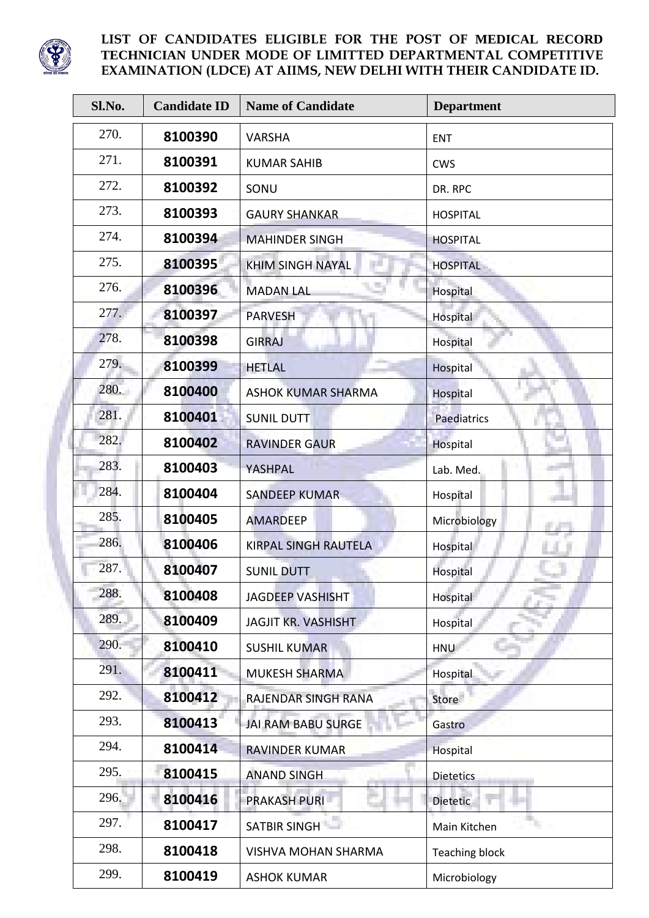**LIST OF CANDIDATES ELIGIBLE FOR THE POST OF MEDICAL RECORD TECHNICIAN UNDER MODE OF LIMITTED DEPARTMENTAL COMPETITIVE EXAMINATION (LDCE) AT AIIMS, NEW DELHI WITH THEIR CANDIDATE ID.**

| Sl.No. | Candidate ID | Name of Candidate | Department |
|---|---|---|---|
| 270. | **8100390** | VARSHA | ENT |
| 271. | **8100391** | KUMAR SAHIB | CWS |
| 272. | **8100392** | SONU | DR. RPC |
| 273. | **8100393** | GAURY SHANKAR | HOSPITAL |
| 274. | **8100394** | MAHINDER SINGH | HOSPITAL |
| 275. | **8100395** | KHIM SINGH NAYAL | HOSPITAL |
| 276. | **8100396** | MADAN LAL | Hospital |
| 277. | **8100397** | PARVESH | Hospital |
| 278. | **8100398** | GIRRAJ | Hospital |
| 279. | **8100399** | HETLAL | Hospital |
| 280. | **8100400** | ASHOK KUMAR SHARMA | Hospital |
| 281. | **8100401** | SUNIL DUTT | Paediatrics |
| 282. | **8100402** | RAVINDER GAUR | Hospital |
| 283. | **8100403** | YASHPAL | Lab. Med. |
| 284. | **8100404** | SANDEEP KUMAR | Hospital |
| 285. | **8100405** | AMARDEEP | Microbiology |
| 286. | **8100406** | KIRPAL SINGH RAUTELA | Hospital |
| 287. | **8100407** | SUNIL DUTT | Hospital |
| 288. | **8100408** | JAGDEEP VASHISHT | Hospital |
| 289. | **8100409** | JAGJIT KR. VASHISHT | Hospital |
| 290. | **8100410** | SUSHIL KUMAR | HNU |
| 291. | **8100411** | MUKESH SHARMA | Hospital |
| 292. | **8100412** | RAJENDAR SINGH RANA | Store |
| 293. | **8100413** | JAI RAM BABU SURGE | Gastro |
| 294. | **8100414** | RAVINDER KUMAR | Hospital |
| 295. | **8100415** | ANAND SINGH | Dietetics |
| 296. | **8100416** | PRAKASH PURI | Dietetic |
| 297. | **8100417** | SATBIR SINGH | Main Kitchen |
| 298. | **8100418** | VISHVA MOHAN SHARMA | Teaching block |
| 299. | **8100419** | ASHOK KUMAR | Microbiology |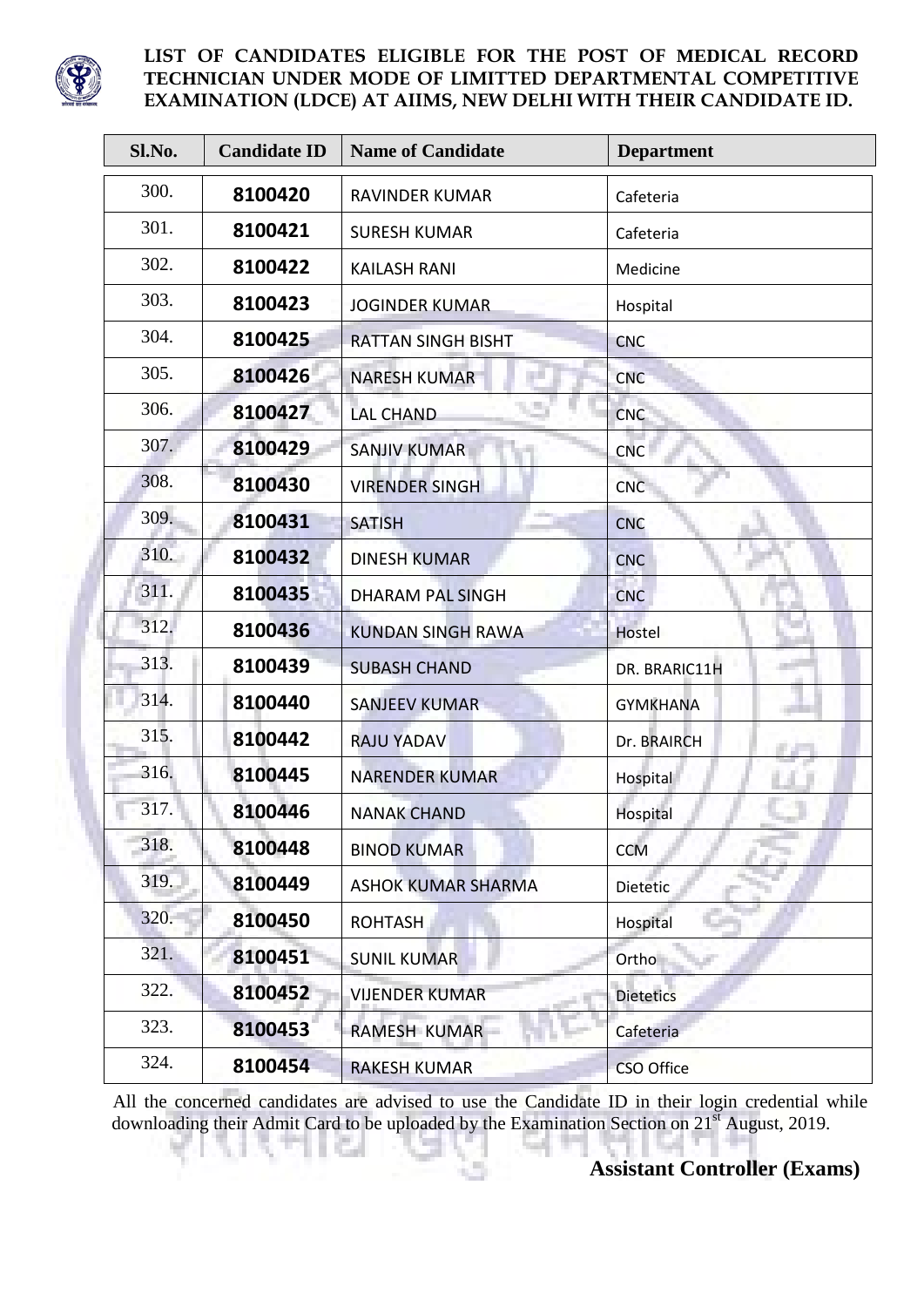**LIST OF CANDIDATES ELIGIBLE FOR THE POST OF MEDICAL RECORD TECHNICIAN UNDER MODE OF LIMITTED DEPARTMENTAL COMPETITIVE EXAMINATION (LDCE) AT AIIMS, NEW DELHI WITH THEIR CANDIDATE ID.**

| Sl.No. | Candidate ID | Name of Candidate | Department |
|---|---|---|---|
| 300. | **8100420** | RAVINDER KUMAR | Cafeteria |
| 301. | **8100421** | SURESH KUMAR | Cafeteria |
| 302. | **8100422** | KAILASH RANI | Medicine |
| 303. | **8100423** | JOGINDER KUMAR | Hospital |
| 304. | **8100425** | RATTAN SINGH BISHT | CNC |
| 305. | **8100426** | NARESH KUMAR | CNC |
| 306. | **8100427** | LAL CHAND | CNC |
| 307. | **8100429** | SANJIV KUMAR | CNC |
| 308. | **8100430** | VIRENDER SINGH | CNC |
| 309. | **8100431** | SATISH | CNC |
| 310. | **8100432** | DINESH KUMAR | CNC |
| 311. | **8100435** | DHARAM PAL SINGH | CNC |
| 312. | **8100436** | KUNDAN SINGH RAWA | Hostel |
| 313. | **8100439** | SUBASH CHAND | DR. BRARIC11H |
| 314. | **8100440** | SANJEEV KUMAR | GYMKHANA |
| 315. | **8100442** | RAJU YADAV | Dr. BRAIRCH |
| 316. | **8100445** | NARENDER KUMAR | Hospital |
| 317. | **8100446** | NANAK CHAND | Hospital |
| 318. | **8100448** | BINOD KUMAR | CCM |
| 319. | **8100449** | ASHOK KUMAR SHARMA | Dietetic |
| 320. | **8100450** | ROHTASH | Hospital |
| 321. | **8100451** | SUNIL KUMAR | Ortho |
| 322. | **8100452** | VIJENDER KUMAR | Dietetics |
| 323. | **8100453** | RAMESH KUMAR | Cafeteria |
| 324. | **8100454** | RAKESH KUMAR | CSO Office |

All the concerned candidates are advised to use the Candidate ID in their login credential while downloading their Admit Card to be uploaded by the Examination Section on 21st August, 2019.

**Assistant Controller (Exams)**